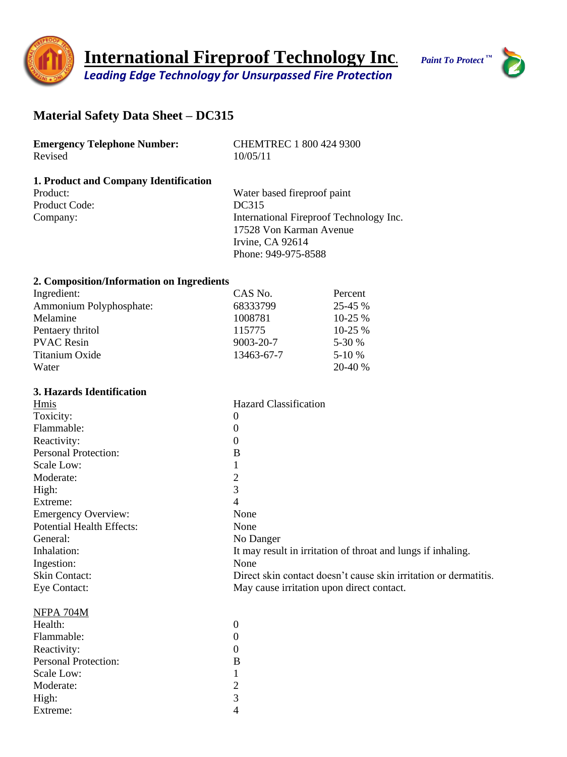# International Fireproof Technology Inc.

*Leading Edge Technology for Unsurpassed Fire Protection*

*Paint To Protect ™*

## Material Safety Data Sheet – DC315

| | |
|---|---|
| **Emergency Telephone Number:** | CHEMTREC 1 800 424 9300 |
| Revised | 10/05/11 |

### 1. Product and Company Identification

| | |
|---|---|
| Product: | Water based fireproof paint |
| Product Code: | DC315 |
| Company: | International Fireproof Technology Inc.<br>17528 Von Karman Avenue<br>Irvine, CA 92614<br>Phone: 949-975-8588 |

### 2. Composition/Information on Ingredients

| Ingredient: | CAS No. | Percent |
|---|---|---|
| Ammonium Polyphosphate: | 68333799 | 25-45 % |
| Melamine | 1008781 | 10-25 % |
| Pentaery thritol | 115775 | 10-25 % |
| PVAC Resin | 9003-20-7 | 5-30 % |
| Titanium Oxide | 13463-67-7 | 5-10 % |
| Water | | 20-40 % |

### 3. Hazards Identification

| Hmis | Hazard Classification |
|---|---|
| Toxicity: | 0 |
| Flammable: | 0 |
| Reactivity: | 0 |
| Personal Protection: | B |
| Scale Low: | 1 |
| Moderate: | 2 |
| High: | 3 |
| Extreme: | 4 |
| Emergency Overview: | None |
| Potential Health Effects: | None |
| General: | No Danger |
| Inhalation: | It may result in irritation of throat and lungs if inhaling. |
| Ingestion: | None |
| Skin Contact: | Direct skin contact doesn't cause skin irritation or dermatitis. |
| Eye Contact: | May cause irritation upon direct contact. |

| NFPA 704M | |
|---|---|
| Health: | 0 |
| Flammable: | 0 |
| Reactivity: | 0 |
| Personal Protection: | B |
| Scale Low: | 1 |
| Moderate: | 2 |
| High: | 3 |
| Extreme: | 4 |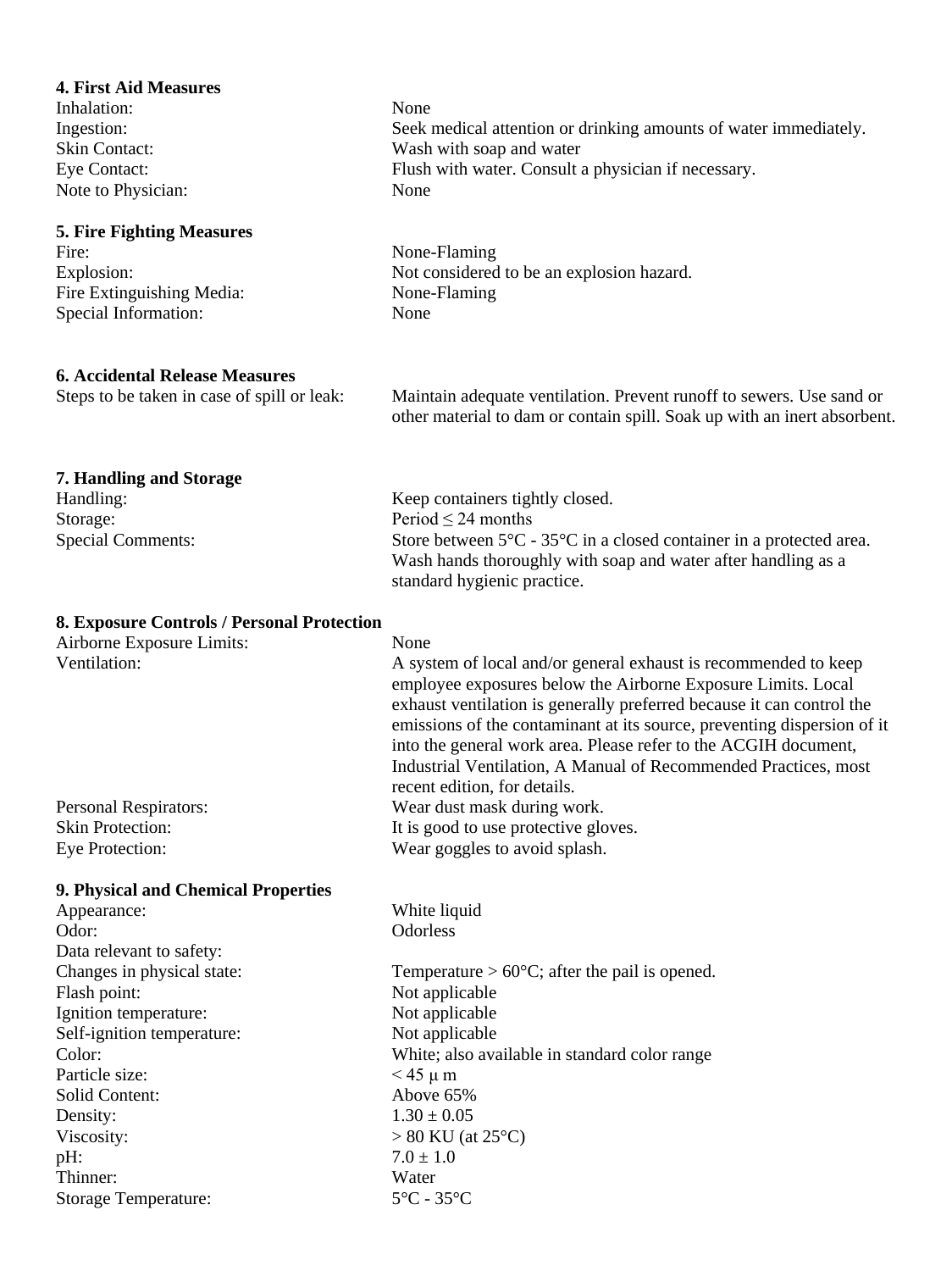### 4. First Aid Measures

| | |
|---|---|
| Inhalation: | None |
| Ingestion: | Seek medical attention or drinking amounts of water immediately. |
| Skin Contact: | Wash with soap and water |
| Eye Contact: | Flush with water. Consult a physician if necessary. |
| Note to Physician: | None |

### 5. Fire Fighting Measures

| | |
|---|---|
| Fire: | None-Flaming |
| Explosion: | Not considered to be an explosion hazard. |
| Fire Extinguishing Media: | None-Flaming |
| Special Information: | None |

### 6. Accidental Release Measures

| | |
|---|---|
| Steps to be taken in case of spill or leak: | Maintain adequate ventilation. Prevent runoff to sewers. Use sand or other material to dam or contain spill. Soak up with an inert absorbent. |

### 7. Handling and Storage

| | |
|---|---|
| Handling: | Keep containers tightly closed. |
| Storage: | Period ≤ 24 months |
| Special Comments: | Store between 5°C - 35°C in a closed container in a protected area. Wash hands thoroughly with soap and water after handling as a standard hygienic practice. |

### 8. Exposure Controls / Personal Protection

| | |
|---|---|
| Airborne Exposure Limits: | None |
| Ventilation: | A system of local and/or general exhaust is recommended to keep employee exposures below the Airborne Exposure Limits. Local exhaust ventilation is generally preferred because it can control the emissions of the contaminant at its source, preventing dispersion of it into the general work area. Please refer to the ACGIH document, Industrial Ventilation, A Manual of Recommended Practices, most recent edition, for details. |
| Personal Respirators: | Wear dust mask during work. |
| Skin Protection: | It is good to use protective gloves. |
| Eye Protection: | Wear goggles to avoid splash. |

### 9. Physical and Chemical Properties

| | |
|---|---|
| Appearance: | White liquid |
| Odor: | Odorless |
| Data relevant to safety: | |
| Changes in physical state: | Temperature > 60°C; after the pail is opened. |
| Flash point: | Not applicable |
| Ignition temperature: | Not applicable |
| Self-ignition temperature: | Not applicable |
| Color: | White; also available in standard color range |
| Particle size: | < 45 μ m |
| Solid Content: | Above 65% |
| Density: | 1.30 ± 0.05 |
| Viscosity: | > 80 KU (at 25°C) |
| pH: | 7.0 ± 1.0 |
| Thinner: | Water |
| Storage Temperature: | 5°C - 35°C |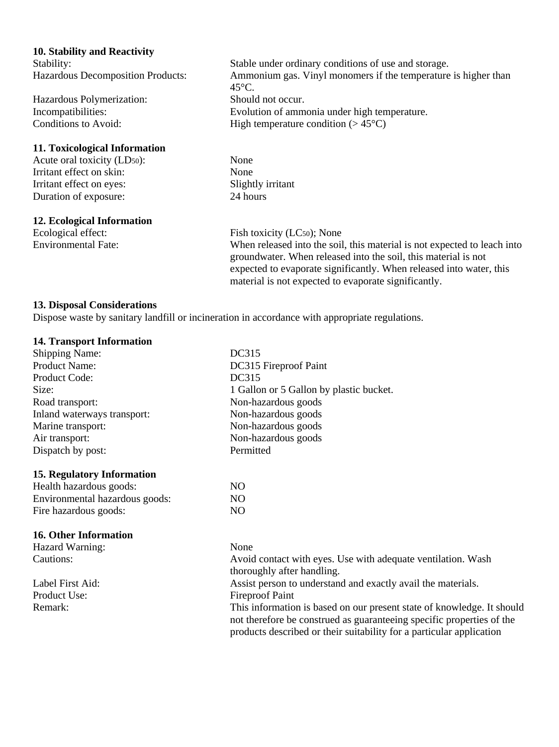### 10. Stability and Reactivity

| | |
|---|---|
| Stability: | Stable under ordinary conditions of use and storage. |
| Hazardous Decomposition Products: | Ammonium gas. Vinyl monomers if the temperature is higher than 45°C. |
| Hazardous Polymerization: | Should not occur. |
| Incompatibilities: | Evolution of ammonia under high temperature. |
| Conditions to Avoid: | High temperature condition (> 45°C) |

### 11. Toxicological Information

| | |
|---|---|
| Acute oral toxicity ($LD_{50}$): | None |
| Irritant effect on skin: | None |
| Irritant effect on eyes: | Slightly irritant |
| Duration of exposure: | 24 hours |

### 12. Ecological Information

| | |
|---|---|
| Ecological effect: | Fish toxicity ($LC_{50}$); None |
| Environmental Fate: | When released into the soil, this material is not expected to leach into groundwater. When released into the soil, this material is not expected to evaporate significantly. When released into water, this material is not expected to evaporate significantly. |

### 13. Disposal Considerations

Dispose waste by sanitary landfill or incineration in accordance with appropriate regulations.

### 14. Transport Information

| | |
|---|---|
| Shipping Name: | DC315 |
| Product Name: | DC315 Fireproof Paint |
| Product Code: | DC315 |
| Size: | 1 Gallon or 5 Gallon by plastic bucket. |
| Road transport: | Non-hazardous goods |
| Inland waterways transport: | Non-hazardous goods |
| Marine transport: | Non-hazardous goods |
| Air transport: | Non-hazardous goods |
| Dispatch by post: | Permitted |

### 15. Regulatory Information

| | |
|---|---|
| Health hazardous goods: | NO |
| Environmental hazardous goods: | NO |
| Fire hazardous goods: | NO |

### 16. Other Information

| | |
|---|---|
| Hazard Warning: | None |
| Cautions: | Avoid contact with eyes. Use with adequate ventilation. Wash thoroughly after handling. |
| Label First Aid: | Assist person to understand and exactly avail the materials. |
| Product Use: | Fireproof Paint |
| Remark: | This information is based on our present state of knowledge. It should not therefore be construed as guaranteeing specific properties of the products described or their suitability for a particular application |